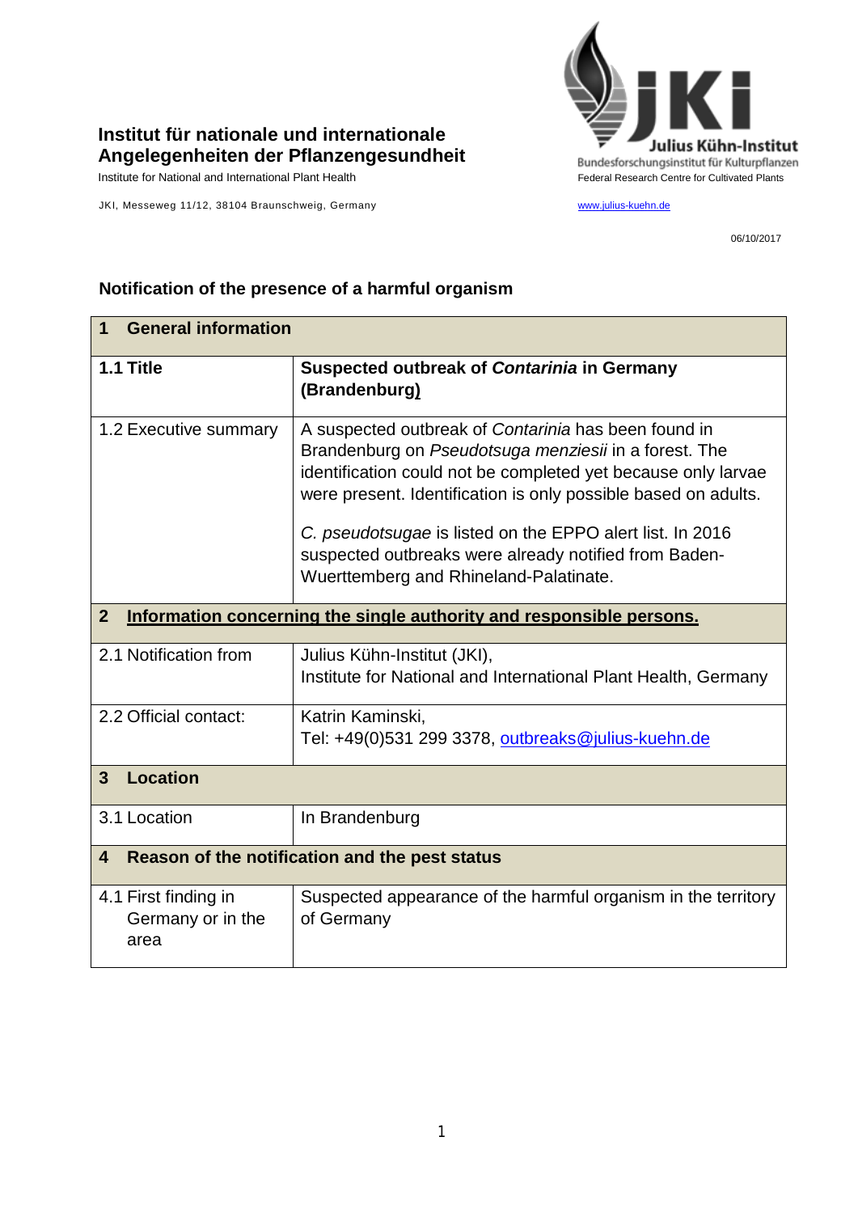**Institut für nationale und internationale Angelegenheiten der Pflanzengesundheit**

Institute for National and International Plant Health

JKI, Messeweg 11/12, 38104 Braunschweig, Germany

Julius Kühn-Institut
Bundesforschungsinstitut für Kulturpflanzen
Federal Research Centre for Cultivated Plants

www.julius-kuehn.de

06/10/2017

## Notification of the presence of a harmful organism

| **1 General information** | |
|---|---|
| **1.1 Title** | **Suspected outbreak of *Contarinia* in Germany (Brandenburg)** |
| 1.2 Executive summary | A suspected outbreak of *Contarinia* has been found in Brandenburg on *Pseudotsuga menziesii* in a forest. The identification could not be completed yet because only larvae were present. Identification is only possible based on adults.<br><br>*C. pseudotsugae* is listed on the EPPO alert list. In 2016 suspected outbreaks were already notified from Baden-Wuerttemberg and Rhineland-Palatinate. |
| **2 Information concerning the single authority and responsible persons.** | |
| 2.1 Notification from | Julius Kühn-Institut (JKI),<br>Institute for National and International Plant Health, Germany |
| 2.2 Official contact: | Katrin Kaminski,<br>Tel: +49(0)531 299 3378, outbreaks@julius-kuehn.de |
| **3 Location** | |
| 3.1 Location | In Brandenburg |
| **4 Reason of the notification and the pest status** | |
| 4.1 First finding in Germany or in the area | Suspected appearance of the harmful organism in the territory of Germany |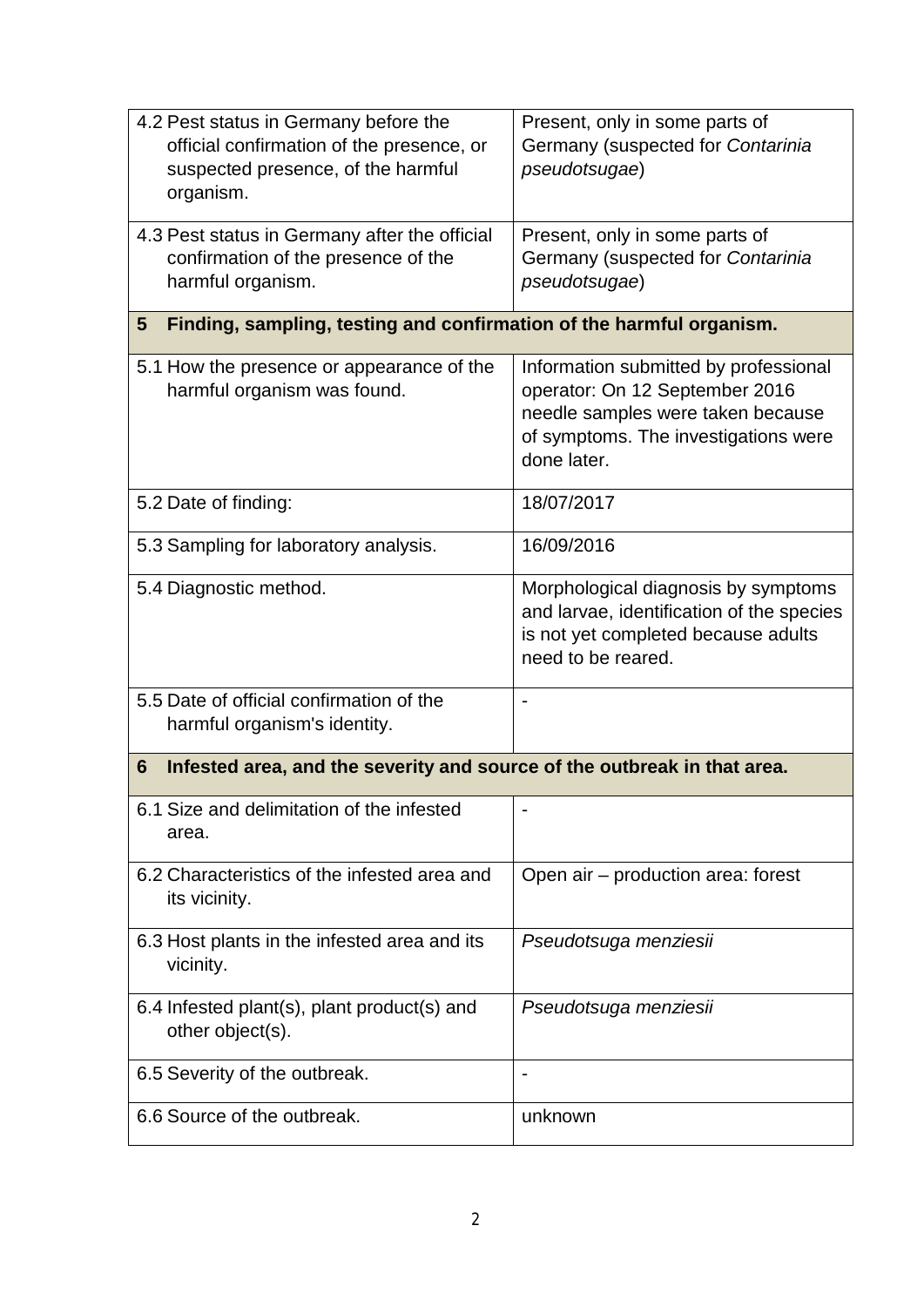| | |
|---|---|
| 4.2 Pest status in Germany before the official confirmation of the presence, or suspected presence, of the harmful organism. | Present, only in some parts of Germany (suspected for *Contarinia pseudotsugae*) |
| 4.3 Pest status in Germany after the official confirmation of the presence of the harmful organism. | Present, only in some parts of Germany (suspected for *Contarinia pseudotsugae*) |
| **5 Finding, sampling, testing and confirmation of the harmful organism.** | |
| 5.1 How the presence or appearance of the harmful organism was found. | Information submitted by professional operator: On 12 September 2016 needle samples were taken because of symptoms. The investigations were done later. |
| 5.2 Date of finding: | 18/07/2017 |
| 5.3 Sampling for laboratory analysis. | 16/09/2016 |
| 5.4 Diagnostic method. | Morphological diagnosis by symptoms and larvae, identification of the species is not yet completed because adults need to be reared. |
| 5.5 Date of official confirmation of the harmful organism's identity. | - |
| **6 Infested area, and the severity and source of the outbreak in that area.** | |
| 6.1 Size and delimitation of the infested area. | - |
| 6.2 Characteristics of the infested area and its vicinity. | Open air – production area: forest |
| 6.3 Host plants in the infested area and its vicinity. | *Pseudotsuga menziesii* |
| 6.4 Infested plant(s), plant product(s) and other object(s). | *Pseudotsuga menziesii* |
| 6.5 Severity of the outbreak. | - |
| 6.6 Source of the outbreak. | unknown |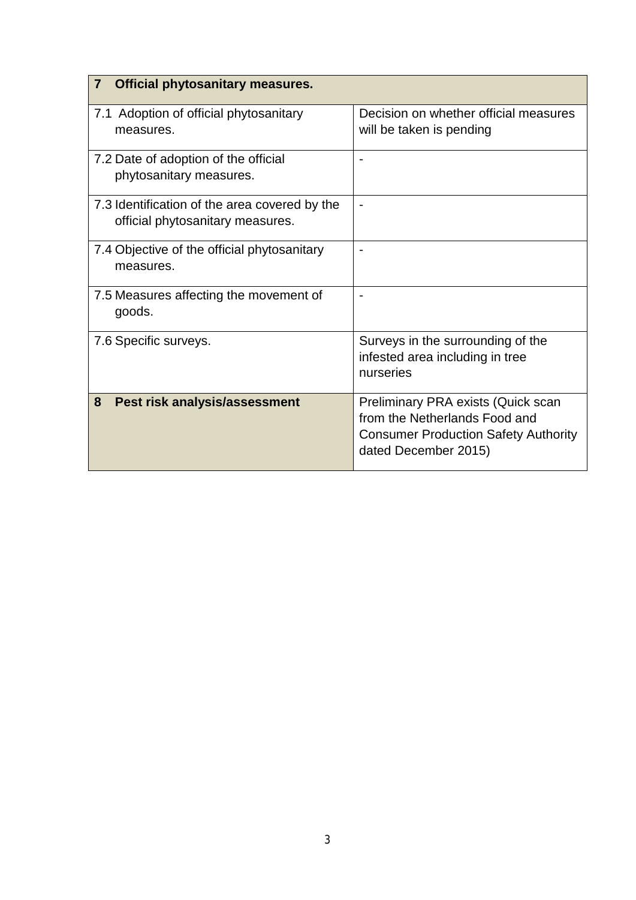| 7 Official phytosanitary measures. | |
|---|---|
| 7.1 Adoption of official phytosanitary measures. | Decision on whether official measures will be taken is pending |
| 7.2 Date of adoption of the official phytosanitary measures. | - |
| 7.3 Identification of the area covered by the official phytosanitary measures. | - |
| 7.4 Objective of the official phytosanitary measures. | - |
| 7.5 Measures affecting the movement of goods. | - |
| 7.6 Specific surveys. | Surveys in the surrounding of the infested area including in tree nurseries |
| **8 Pest risk analysis/assessment** | Preliminary PRA exists (Quick scan from the Netherlands Food and Consumer Production Safety Authority dated December 2015) |